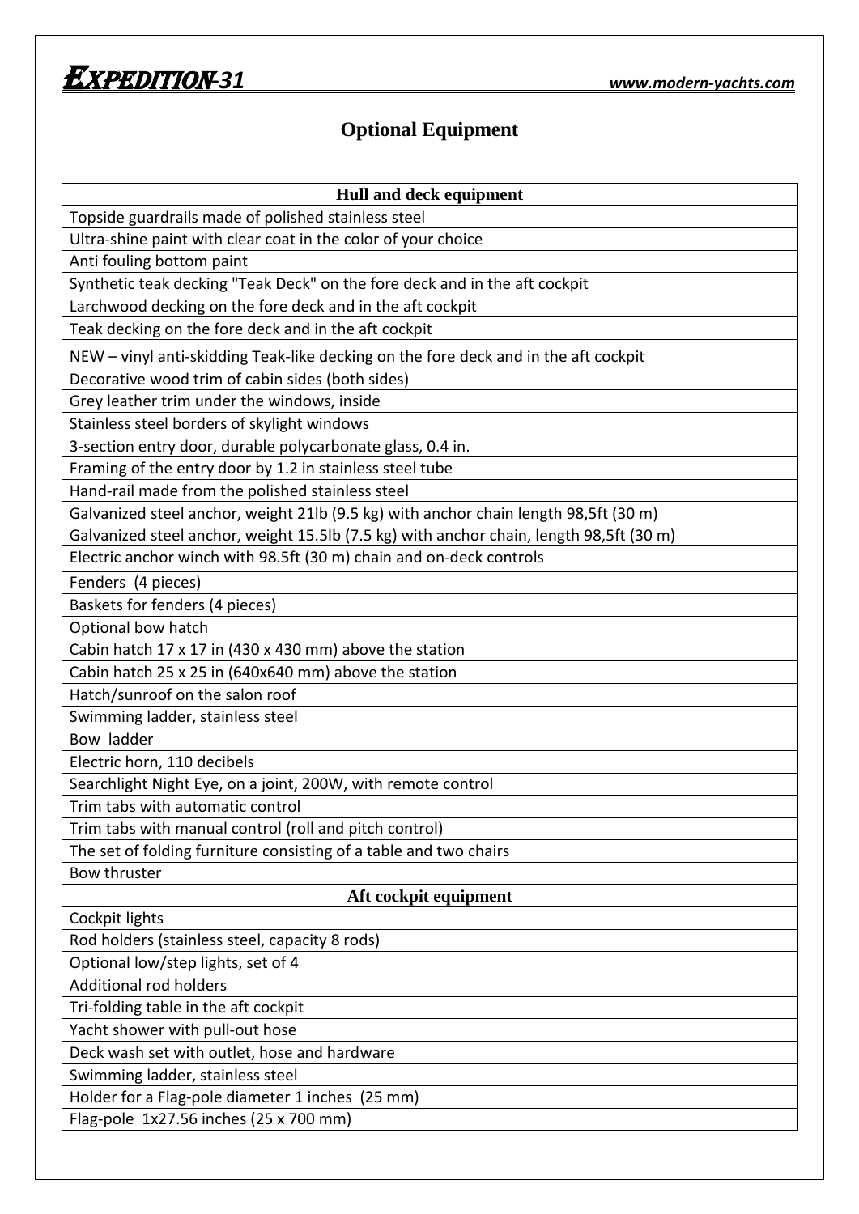# Optional Equipment

| Hull and deck equipment |
|---|
| Topside guardrails made of polished stainless steel |
| Ultra-shine paint with clear coat in the color of your choice |
| Anti fouling bottom paint |
| Synthetic teak decking "Teak Deck" on the fore deck and in the aft cockpit |
| Larchwood decking on the fore deck and in the aft cockpit |
| Teak decking on the fore deck and in the aft cockpit |
| NEW – vinyl anti-skidding Teak-like decking on the fore deck and in the aft cockpit |
| Decorative wood trim of cabin sides (both sides) |
| Grey leather trim under the windows, inside |
| Stainless steel borders of skylight windows |
| 3-section entry door, durable polycarbonate glass, 0.4 in. |
| Framing of the entry door by 1.2 in stainless steel tube |
| Hand-rail made from the polished stainless steel |
| Galvanized steel anchor, weight 21lb (9.5 kg) with anchor chain length 98,5ft (30 m) |
| Galvanized steel anchor, weight 15.5lb (7.5 kg) with anchor chain, length 98,5ft (30 m) |
| Electric anchor winch with 98.5ft (30 m) chain and on-deck controls |
| Fenders (4 pieces) |
| Baskets for fenders (4 pieces) |
| Optional bow hatch |
| Cabin hatch 17 x 17 in (430 x 430 mm) above the station |
| Cabin hatch 25 x 25 in (640x640 mm) above the station |
| Hatch/sunroof on the salon roof |
| Swimming ladder, stainless steel |
| Bow ladder |
| Electric horn, 110 decibels |
| Searchlight Night Eye, on a joint, 200W, with remote control |
| Trim tabs with automatic control |
| Trim tabs with manual control (roll and pitch control) |
| The set of folding furniture consisting of a table and two chairs |
| Bow thruster |
| **Aft cockpit equipment** |
| Cockpit lights |
| Rod holders (stainless steel, capacity 8 rods) |
| Optional low/step lights, set of 4 |
| Additional rod holders |
| Tri-folding table in the aft cockpit |
| Yacht shower with pull-out hose |
| Deck wash set with outlet, hose and hardware |
| Swimming ladder, stainless steel |
| Holder for a Flag-pole diameter 1 inches (25 mm) |
| Flag-pole 1x27.56 inches (25 x 700 mm) |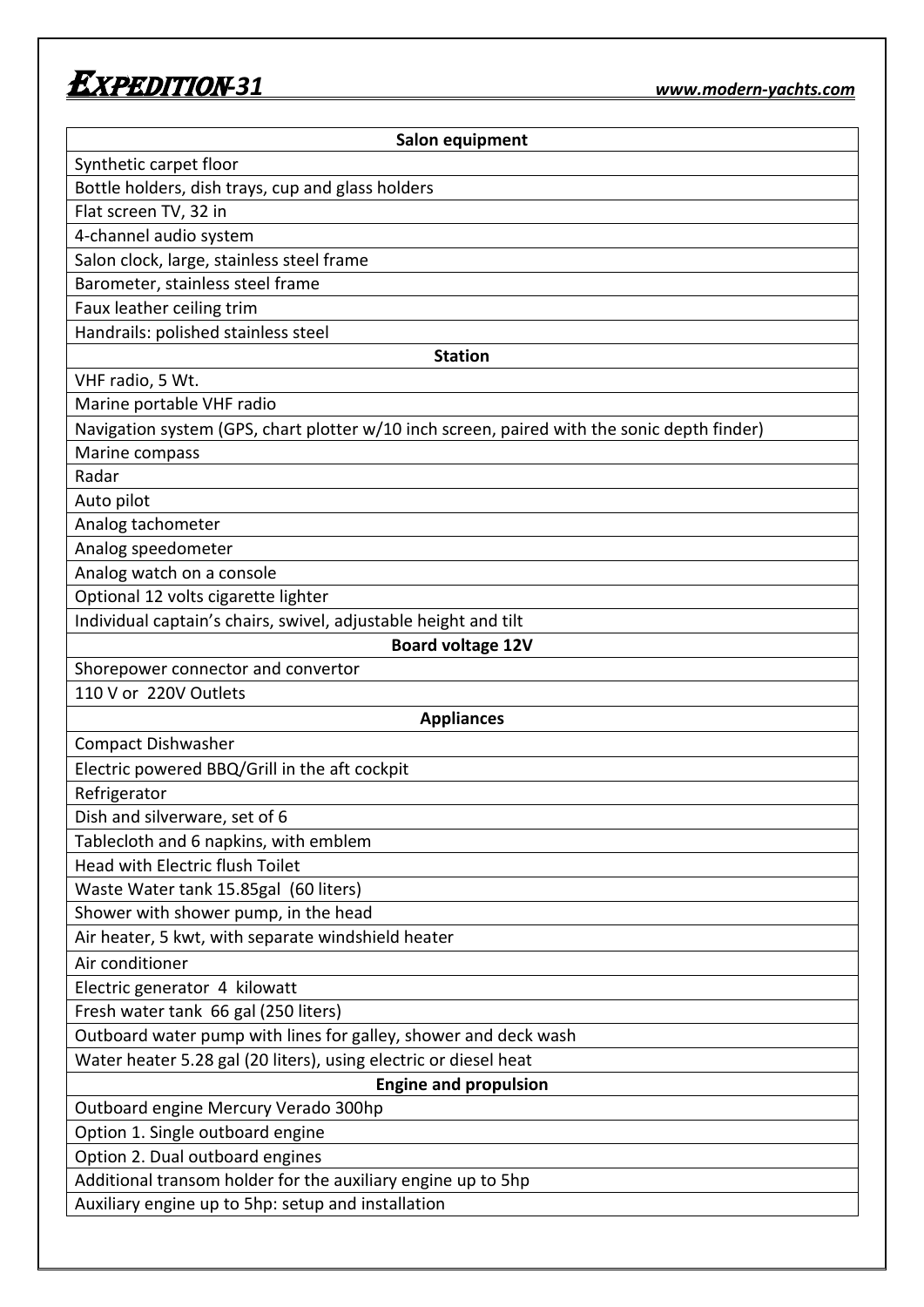| **Salon equipment** |
|---|
| Synthetic carpet floor |
| Bottle holders, dish trays, cup and glass holders |
| Flat screen TV, 32 in |
| 4-channel audio system |
| Salon clock, large, stainless steel frame |
| Barometer, stainless steel frame |
| Faux leather ceiling trim |
| Handrails: polished stainless steel |
| **Station** |
| VHF radio, 5 Wt. |
| Marine portable VHF radio |
| Navigation system (GPS, chart plotter w/10 inch screen, paired with the sonic depth finder) |
| Marine compass |
| Radar |
| Auto pilot |
| Analog tachometer |
| Analog speedometer |
| Analog watch on a console |
| Optional 12 volts cigarette lighter |
| Individual captain's chairs, swivel, adjustable height and tilt |
| **Board voltage 12V** |
| Shorepower connector and convertor |
| 110 V or 220V Outlets |
| **Appliances** |
| Compact Dishwasher |
| Electric powered BBQ/Grill in the aft cockpit |
| Refrigerator |
| Dish and silverware, set of 6 |
| Tablecloth and 6 napkins, with emblem |
| Head with Electric flush Toilet |
| Waste Water tank 15.85gal (60 liters) |
| Shower with shower pump, in the head |
| Air heater, 5 kwt, with separate windshield heater |
| Air conditioner |
| Electric generator 4 kilowatt |
| Fresh water tank 66 gal (250 liters) |
| Outboard water pump with lines for galley, shower and deck wash |
| Water heater 5.28 gal (20 liters), using electric or diesel heat |
| **Engine and propulsion** |
| Outboard engine Mercury Verado 300hp |
| Option 1. Single outboard engine |
| Option 2. Dual outboard engines |
| Additional transom holder for the auxiliary engine up to 5hp |
| Auxiliary engine up to 5hp: setup and installation |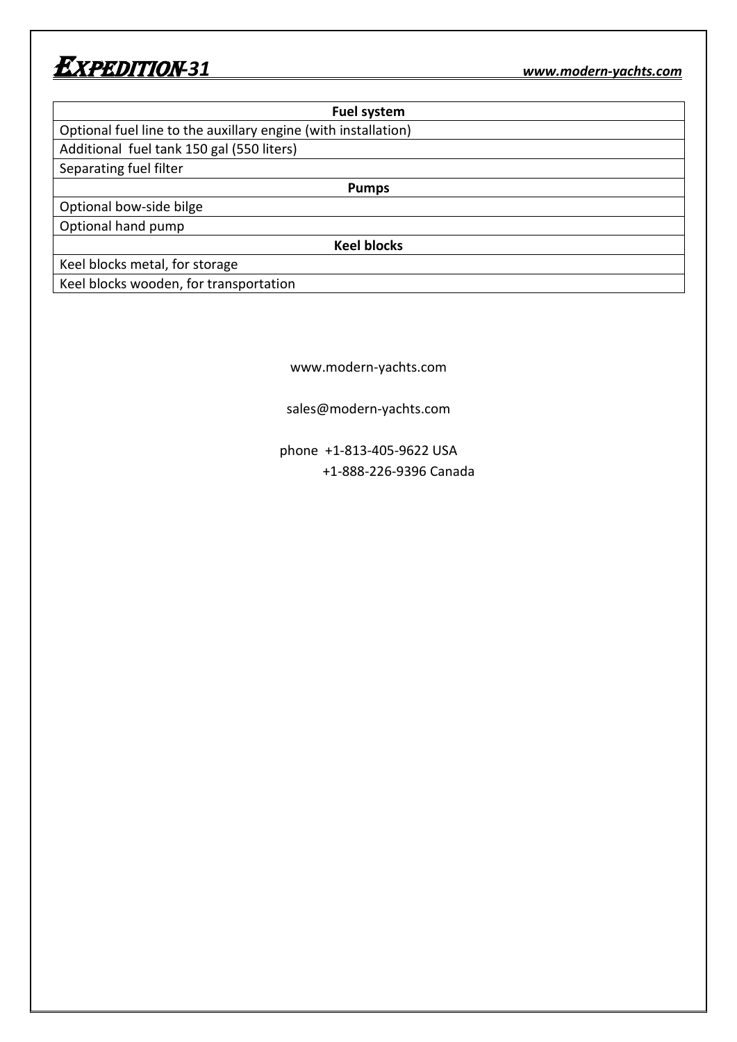| Fuel system |
| --- |
| Optional fuel line to the auxillary engine (with installation) |
| Additional  fuel tank 150 gal (550 liters) |
| Separating fuel filter |
| **Pumps** |
| Optional bow-side bilge |
| Optional hand pump |
| **Keel blocks** |
| Keel blocks metal, for storage |
| Keel blocks wooden, for transportation |

www.modern-yachts.com

sales@modern-yachts.com

phone +1-813-405-9622 USA
+1-888-226-9396 Canada